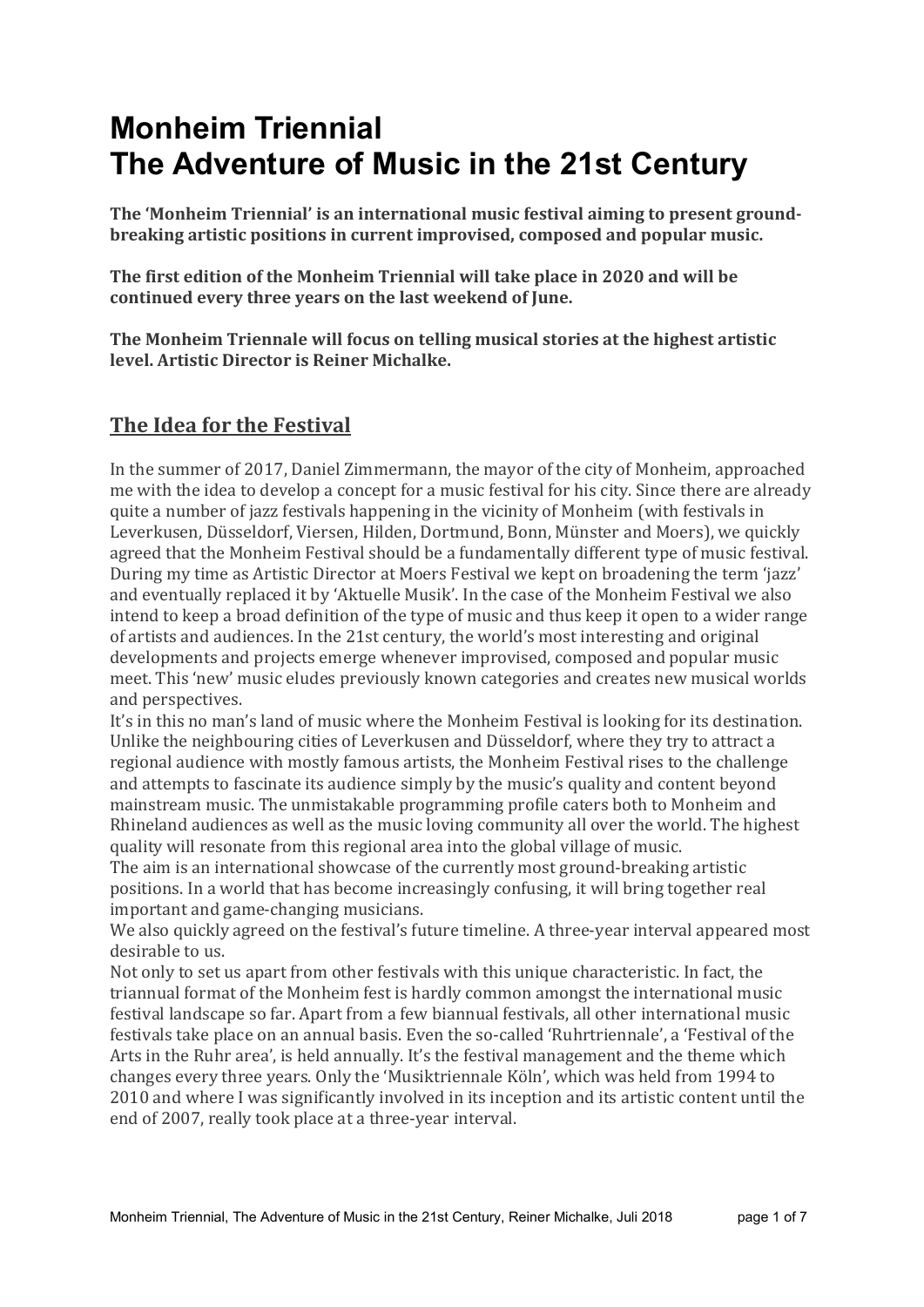# Monheim Triennial
# The Adventure of Music in the 21st Century

**The 'Monheim Triennial' is an international music festival aiming to present ground-breaking artistic positions in current improvised, composed and popular music.**

**The first edition of the Monheim Triennial will take place in 2020 and will be continued every three years on the last weekend of June.**

**The Monheim Triennale will focus on telling musical stories at the highest artistic level. Artistic Director is Reiner Michalke.**

## The Idea for the Festival

In the summer of 2017, Daniel Zimmermann, the mayor of the city of Monheim, approached me with the idea to develop a concept for a music festival for his city. Since there are already quite a number of jazz festivals happening in the vicinity of Monheim (with festivals in Leverkusen, Düsseldorf, Viersen, Hilden, Dortmund, Bonn, Münster and Moers), we quickly agreed that the Monheim Festival should be a fundamentally different type of music festival. During my time as Artistic Director at Moers Festival we kept on broadening the term 'jazz' and eventually replaced it by 'Aktuelle Musik'. In the case of the Monheim Festival we also intend to keep a broad definition of the type of music and thus keep it open to a wider range of artists and audiences. In the 21st century, the world's most interesting and original developments and projects emerge whenever improvised, composed and popular music meet. This 'new' music eludes previously known categories and creates new musical worlds and perspectives.

It's in this no man's land of music where the Monheim Festival is looking for its destination. Unlike the neighbouring cities of Leverkusen and Düsseldorf, where they try to attract a regional audience with mostly famous artists, the Monheim Festival rises to the challenge and attempts to fascinate its audience simply by the music's quality and content beyond mainstream music. The unmistakable programming profile caters both to Monheim and Rhineland audiences as well as the music loving community all over the world. The highest quality will resonate from this regional area into the global village of music.

The aim is an international showcase of the currently most ground-breaking artistic positions. In a world that has become increasingly confusing, it will bring together real important and game-changing musicians.

We also quickly agreed on the festival's future timeline. A three-year interval appeared most desirable to us.

Not only to set us apart from other festivals with this unique characteristic. In fact, the triannual format of the Monheim fest is hardly common amongst the international music festival landscape so far. Apart from a few biannual festivals, all other international music festivals take place on an annual basis. Even the so-called 'Ruhrtriennale', a 'Festival of the Arts in the Ruhr area', is held annually. It's the festival management and the theme which changes every three years. Only the 'Musiktriennale Köln', which was held from 1994 to 2010 and where I was significantly involved in its inception and its artistic content until the end of 2007, really took place at a three-year interval.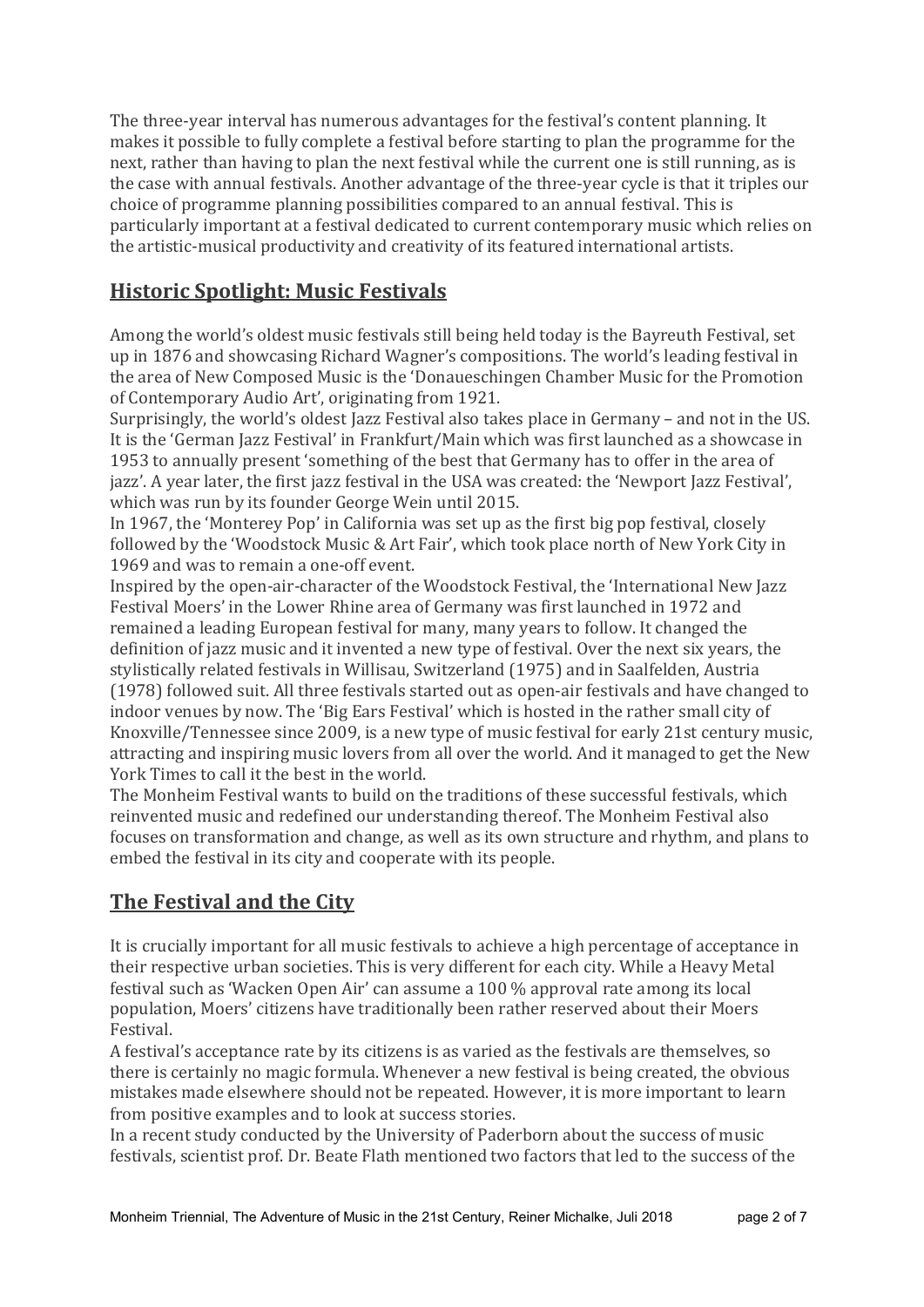The three-year interval has numerous advantages for the festival's content planning. It makes it possible to fully complete a festival before starting to plan the programme for the next, rather than having to plan the next festival while the current one is still running, as is the case with annual festivals. Another advantage of the three-year cycle is that it triples our choice of programme planning possibilities compared to an annual festival. This is particularly important at a festival dedicated to current contemporary music which relies on the artistic-musical productivity and creativity of its featured international artists.

## Historic Spotlight: Music Festivals

Among the world's oldest music festivals still being held today is the Bayreuth Festival, set up in 1876 and showcasing Richard Wagner's compositions. The world's leading festival in the area of New Composed Music is the 'Donaueschingen Chamber Music for the Promotion of Contemporary Audio Art', originating from 1921.
Surprisingly, the world's oldest Jazz Festival also takes place in Germany – and not in the US. It is the 'German Jazz Festival' in Frankfurt/Main which was first launched as a showcase in 1953 to annually present 'something of the best that Germany has to offer in the area of jazz'. A year later, the first jazz festival in the USA was created: the 'Newport Jazz Festival', which was run by its founder George Wein until 2015.
In 1967, the 'Monterey Pop' in California was set up as the first big pop festival, closely followed by the 'Woodstock Music & Art Fair', which took place north of New York City in 1969 and was to remain a one-off event.
Inspired by the open-air-character of the Woodstock Festival, the 'International New Jazz Festival Moers' in the Lower Rhine area of Germany was first launched in 1972 and remained a leading European festival for many, many years to follow. It changed the definition of jazz music and it invented a new type of festival. Over the next six years, the stylistically related festivals in Willisau, Switzerland (1975) and in Saalfelden, Austria (1978) followed suit. All three festivals started out as open-air festivals and have changed to indoor venues by now. The 'Big Ears Festival' which is hosted in the rather small city of Knoxville/Tennessee since 2009, is a new type of music festival for early 21st century music, attracting and inspiring music lovers from all over the world. And it managed to get the New York Times to call it the best in the world.
The Monheim Festival wants to build on the traditions of these successful festivals, which reinvented music and redefined our understanding thereof. The Monheim Festival also focuses on transformation and change, as well as its own structure and rhythm, and plans to embed the festival in its city and cooperate with its people.

## The Festival and the City

It is crucially important for all music festivals to achieve a high percentage of acceptance in their respective urban societies. This is very different for each city. While a Heavy Metal festival such as 'Wacken Open Air' can assume a 100 % approval rate among its local population, Moers' citizens have traditionally been rather reserved about their Moers Festival.
A festival's acceptance rate by its citizens is as varied as the festivals are themselves, so there is certainly no magic formula. Whenever a new festival is being created, the obvious mistakes made elsewhere should not be repeated. However, it is more important to learn from positive examples and to look at success stories.
In a recent study conducted by the University of Paderborn about the success of music festivals, scientist prof. Dr. Beate Flath mentioned two factors that led to the success of the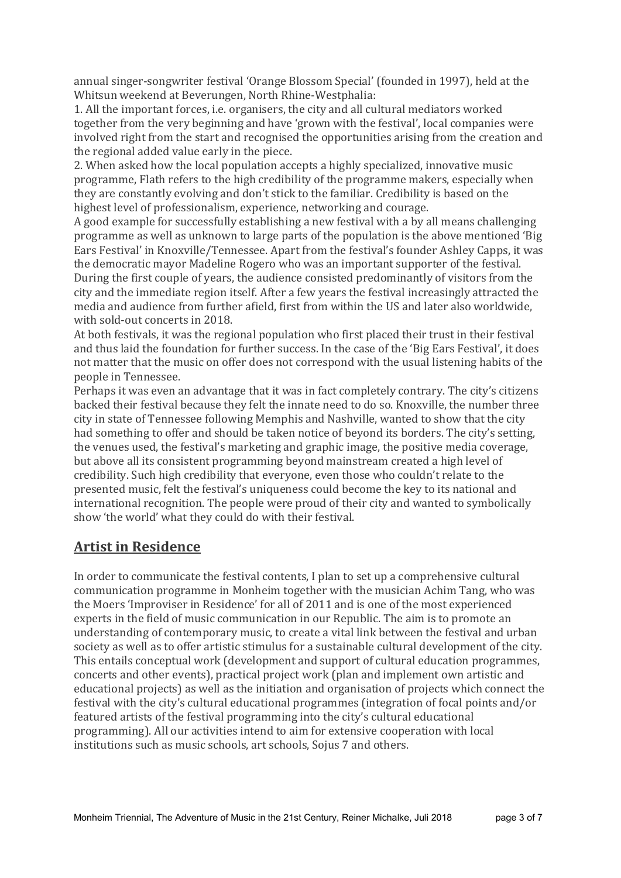annual singer-songwriter festival 'Orange Blossom Special' (founded in 1997), held at the Whitsun weekend at Beverungen, North Rhine-Westphalia:

1. All the important forces, i.e. organisers, the city and all cultural mediators worked together from the very beginning and have 'grown with the festival', local companies were involved right from the start and recognised the opportunities arising from the creation and the regional added value early in the piece.
2. When asked how the local population accepts a highly specialized, innovative music programme, Flath refers to the high credibility of the programme makers, especially when they are constantly evolving and don't stick to the familiar. Credibility is based on the highest level of professionalism, experience, networking and courage.

A good example for successfully establishing a new festival with a by all means challenging programme as well as unknown to large parts of the population is the above mentioned 'Big Ears Festival' in Knoxville/Tennessee. Apart from the festival's founder Ashley Capps, it was the democratic mayor Madeline Rogero who was an important supporter of the festival. During the first couple of years, the audience consisted predominantly of visitors from the city and the immediate region itself. After a few years the festival increasingly attracted the media and audience from further afield, first from within the US and later also worldwide, with sold-out concerts in 2018.

At both festivals, it was the regional population who first placed their trust in their festival and thus laid the foundation for further success. In the case of the 'Big Ears Festival', it does not matter that the music on offer does not correspond with the usual listening habits of the people in Tennessee.

Perhaps it was even an advantage that it was in fact completely contrary. The city's citizens backed their festival because they felt the innate need to do so. Knoxville, the number three city in state of Tennessee following Memphis and Nashville, wanted to show that the city had something to offer and should be taken notice of beyond its borders. The city's setting, the venues used, the festival's marketing and graphic image, the positive media coverage, but above all its consistent programming beyond mainstream created a high level of credibility. Such high credibility that everyone, even those who couldn't relate to the presented music, felt the festival's uniqueness could become the key to its national and international recognition. The people were proud of their city and wanted to symbolically show 'the world' what they could do with their festival.

## Artist in Residence

In order to communicate the festival contents, I plan to set up a comprehensive cultural communication programme in Monheim together with the musician Achim Tang, who was the Moers 'Improviser in Residence' for all of 2011 and is one of the most experienced experts in the field of music communication in our Republic. The aim is to promote an understanding of contemporary music, to create a vital link between the festival and urban society as well as to offer artistic stimulus for a sustainable cultural development of the city. This entails conceptual work (development and support of cultural education programmes, concerts and other events), practical project work (plan and implement own artistic and educational projects) as well as the initiation and organisation of projects which connect the festival with the city's cultural educational programmes (integration of focal points and/or featured artists of the festival programming into the city's cultural educational programming). All our activities intend to aim for extensive cooperation with local institutions such as music schools, art schools, Sojus 7 and others.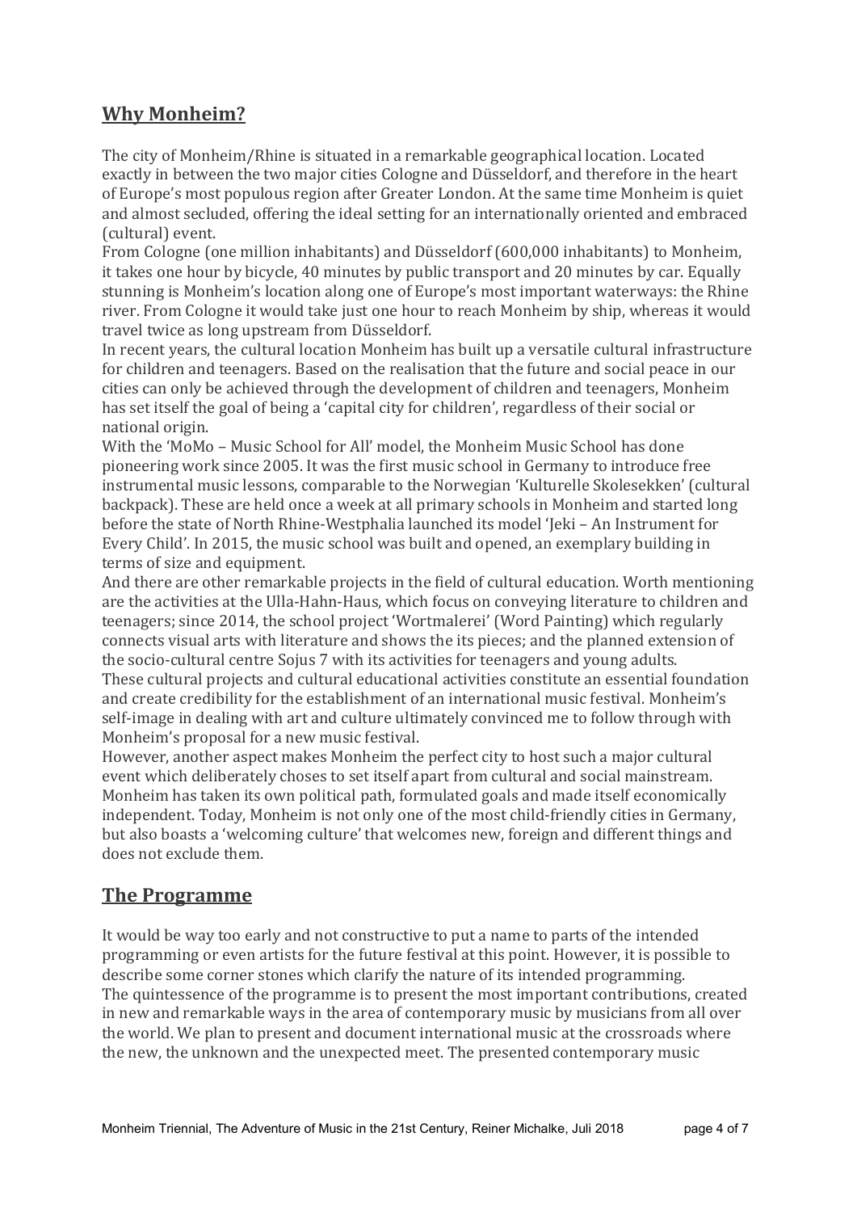## Why Monheim?

The city of Monheim/Rhine is situated in a remarkable geographical location. Located exactly in between the two major cities Cologne and Düsseldorf, and therefore in the heart of Europe's most populous region after Greater London. At the same time Monheim is quiet and almost secluded, offering the ideal setting for an internationally oriented and embraced (cultural) event.

From Cologne (one million inhabitants) and Düsseldorf (600,000 inhabitants) to Monheim, it takes one hour by bicycle, 40 minutes by public transport and 20 minutes by car. Equally stunning is Monheim's location along one of Europe's most important waterways: the Rhine river. From Cologne it would take just one hour to reach Monheim by ship, whereas it would travel twice as long upstream from Düsseldorf.

In recent years, the cultural location Monheim has built up a versatile cultural infrastructure for children and teenagers. Based on the realisation that the future and social peace in our cities can only be achieved through the development of children and teenagers, Monheim has set itself the goal of being a 'capital city for children', regardless of their social or national origin.

With the 'MoMo – Music School for All' model, the Monheim Music School has done pioneering work since 2005. It was the first music school in Germany to introduce free instrumental music lessons, comparable to the Norwegian 'Kulturelle Skolesekken' (cultural backpack). These are held once a week at all primary schools in Monheim and started long before the state of North Rhine-Westphalia launched its model 'Jeki – An Instrument for Every Child'. In 2015, the music school was built and opened, an exemplary building in terms of size and equipment.

And there are other remarkable projects in the field of cultural education. Worth mentioning are the activities at the Ulla-Hahn-Haus, which focus on conveying literature to children and teenagers; since 2014, the school project 'Wortmalerei' (Word Painting) which regularly connects visual arts with literature and shows the its pieces; and the planned extension of the socio-cultural centre Sojus 7 with its activities for teenagers and young adults.

These cultural projects and cultural educational activities constitute an essential foundation and create credibility for the establishment of an international music festival. Monheim's self-image in dealing with art and culture ultimately convinced me to follow through with Monheim's proposal for a new music festival.

However, another aspect makes Monheim the perfect city to host such a major cultural event which deliberately choses to set itself apart from cultural and social mainstream. Monheim has taken its own political path, formulated goals and made itself economically independent. Today, Monheim is not only one of the most child-friendly cities in Germany, but also boasts a 'welcoming culture' that welcomes new, foreign and different things and does not exclude them.

## The Programme

It would be way too early and not constructive to put a name to parts of the intended programming or even artists for the future festival at this point. However, it is possible to describe some corner stones which clarify the nature of its intended programming.

The quintessence of the programme is to present the most important contributions, created in new and remarkable ways in the area of contemporary music by musicians from all over the world. We plan to present and document international music at the crossroads where the new, the unknown and the unexpected meet. The presented contemporary music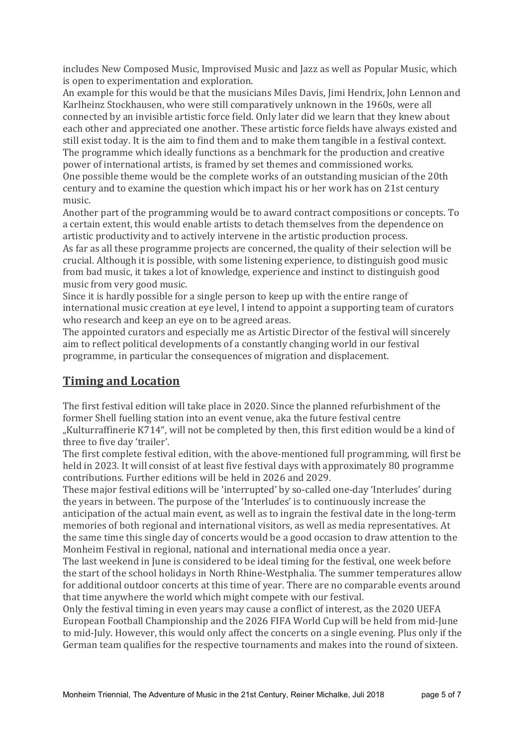includes New Composed Music, Improvised Music and Jazz as well as Popular Music, which is open to experimentation and exploration.
An example for this would be that the musicians Miles Davis, Jimi Hendrix, John Lennon and Karlheinz Stockhausen, who were still comparatively unknown in the 1960s, were all connected by an invisible artistic force field. Only later did we learn that they knew about each other and appreciated one another. These artistic force fields have always existed and still exist today. It is the aim to find them and to make them tangible in a festival context.
The programme which ideally functions as a benchmark for the production and creative power of international artists, is framed by set themes and commissioned works.
One possible theme would be the complete works of an outstanding musician of the 20th century and to examine the question which impact his or her work has on 21st century music.
Another part of the programming would be to award contract compositions or concepts. To a certain extent, this would enable artists to detach themselves from the dependence on artistic productivity and to actively intervene in the artistic production process.
As far as all these programme projects are concerned, the quality of their selection will be crucial. Although it is possible, with some listening experience, to distinguish good music from bad music, it takes a lot of knowledge, experience and instinct to distinguish good music from very good music.
Since it is hardly possible for a single person to keep up with the entire range of international music creation at eye level, I intend to appoint a supporting team of curators who research and keep an eye on to be agreed areas.
The appointed curators and especially me as Artistic Director of the festival will sincerely aim to reflect political developments of a constantly changing world in our festival programme, in particular the consequences of migration and displacement.

## Timing and Location

The first festival edition will take place in 2020. Since the planned refurbishment of the former Shell fuelling station into an event venue, aka the future festival centre „Kulturraffinerie K714", will not be completed by then, this first edition would be a kind of three to five day 'trailer'.
The first complete festival edition, with the above-mentioned full programming, will first be held in 2023. It will consist of at least five festival days with approximately 80 programme contributions. Further editions will be held in 2026 and 2029.
These major festival editions will be 'interrupted' by so-called one-day 'Interludes' during the years in between. The purpose of the 'Interludes' is to continuously increase the anticipation of the actual main event, as well as to ingrain the festival date in the long-term memories of both regional and international visitors, as well as media representatives. At the same time this single day of concerts would be a good occasion to draw attention to the Monheim Festival in regional, national and international media once a year.
The last weekend in June is considered to be ideal timing for the festival, one week before the start of the school holidays in North Rhine-Westphalia. The summer temperatures allow for additional outdoor concerts at this time of year. There are no comparable events around that time anywhere the world which might compete with our festival.
Only the festival timing in even years may cause a conflict of interest, as the 2020 UEFA European Football Championship and the 2026 FIFA World Cup will be held from mid-June to mid-July. However, this would only affect the concerts on a single evening. Plus only if the German team qualifies for the respective tournaments and makes into the round of sixteen.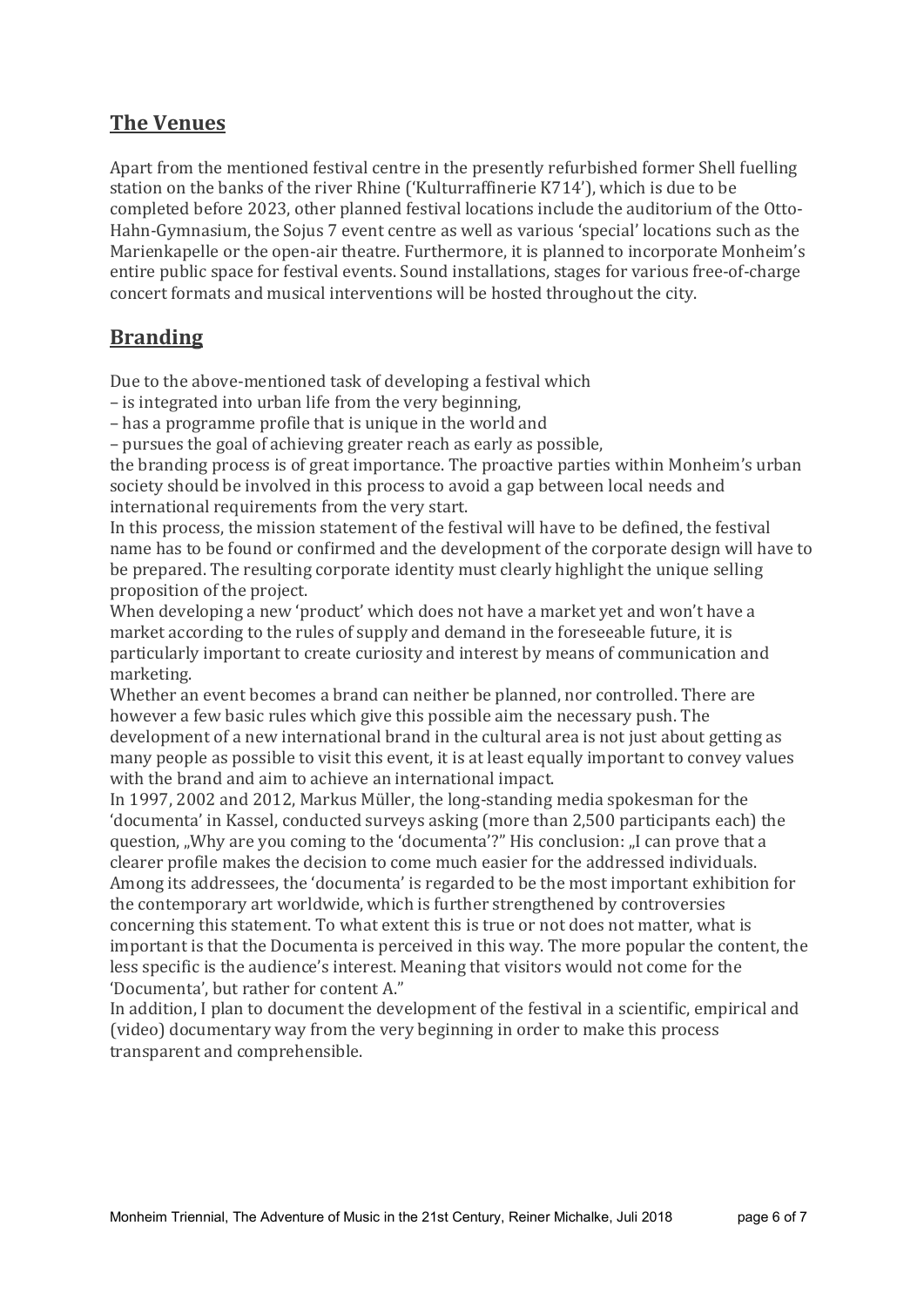## The Venues

Apart from the mentioned festival centre in the presently refurbished former Shell fuelling station on the banks of the river Rhine ('Kulturraffinerie K714'), which is due to be completed before 2023, other planned festival locations include the auditorium of the Otto-Hahn-Gymnasium, the Sojus 7 event centre as well as various 'special' locations such as the Marienkapelle or the open-air theatre. Furthermore, it is planned to incorporate Monheim's entire public space for festival events. Sound installations, stages for various free-of-charge concert formats and musical interventions will be hosted throughout the city.

## Branding

Due to the above-mentioned task of developing a festival which
– is integrated into urban life from the very beginning,
– has a programme profile that is unique in the world and
– pursues the goal of achieving greater reach as early as possible,
the branding process is of great importance. The proactive parties within Monheim's urban society should be involved in this process to avoid a gap between local needs and international requirements from the very start.
In this process, the mission statement of the festival will have to be defined, the festival name has to be found or confirmed and the development of the corporate design will have to be prepared. The resulting corporate identity must clearly highlight the unique selling proposition of the project.
When developing a new 'product' which does not have a market yet and won't have a market according to the rules of supply and demand in the foreseeable future, it is particularly important to create curiosity and interest by means of communication and marketing.
Whether an event becomes a brand can neither be planned, nor controlled. There are however a few basic rules which give this possible aim the necessary push. The development of a new international brand in the cultural area is not just about getting as many people as possible to visit this event, it is at least equally important to convey values with the brand and aim to achieve an international impact.
In 1997, 2002 and 2012, Markus Müller, the long-standing media spokesman for the 'documenta' in Kassel, conducted surveys asking (more than 2,500 participants each) the question, „Why are you coming to the 'documenta'?" His conclusion: „I can prove that a clearer profile makes the decision to come much easier for the addressed individuals. Among its addressees, the 'documenta' is regarded to be the most important exhibition for the contemporary art worldwide, which is further strengthened by controversies concerning this statement. To what extent this is true or not does not matter, what is important is that the Documenta is perceived in this way. The more popular the content, the less specific is the audience's interest. Meaning that visitors would not come for the 'Documenta', but rather for content A."
In addition, I plan to document the development of the festival in a scientific, empirical and (video) documentary way from the very beginning in order to make this process transparent and comprehensible.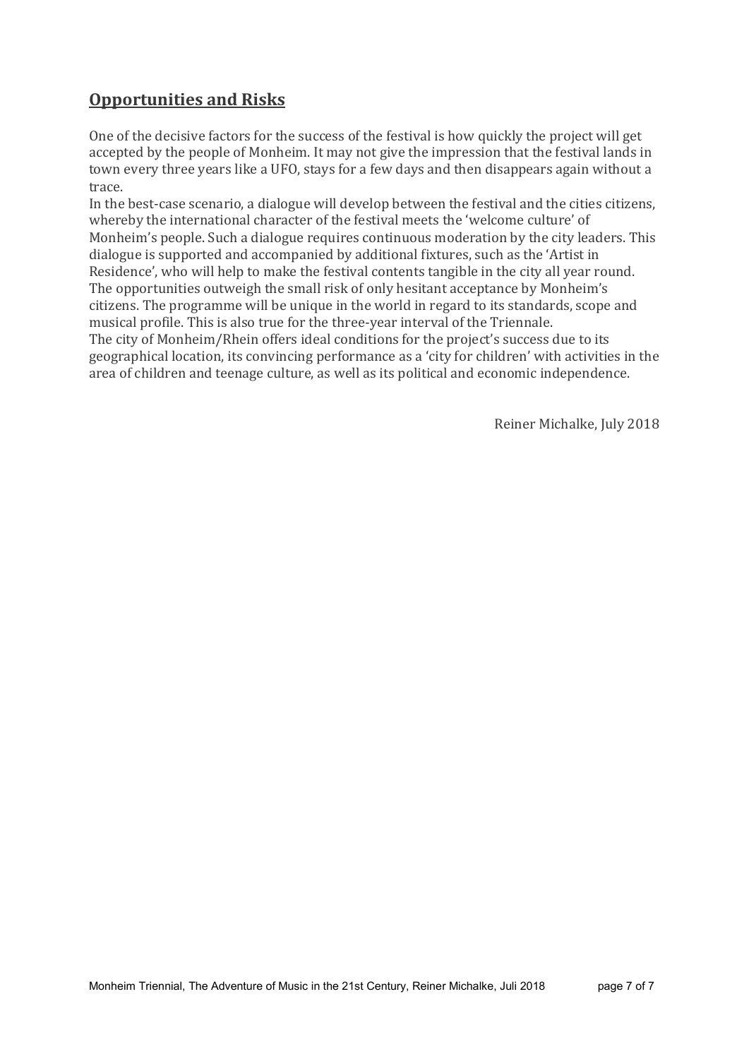## Opportunities and Risks

One of the decisive factors for the success of the festival is how quickly the project will get accepted by the people of Monheim. It may not give the impression that the festival lands in town every three years like a UFO, stays for a few days and then disappears again without a trace.

In the best-case scenario, a dialogue will develop between the festival and the cities citizens, whereby the international character of the festival meets the 'welcome culture' of Monheim's people. Such a dialogue requires continuous moderation by the city leaders. This dialogue is supported and accompanied by additional fixtures, such as the 'Artist in Residence', who will help to make the festival contents tangible in the city all year round.

The opportunities outweigh the small risk of only hesitant acceptance by Monheim's citizens. The programme will be unique in the world in regard to its standards, scope and musical profile. This is also true for the three-year interval of the Triennale.

The city of Monheim/Rhein offers ideal conditions for the project's success due to its geographical location, its convincing performance as a 'city for children' with activities in the area of children and teenage culture, as well as its political and economic independence.

Reiner Michalke, July 2018